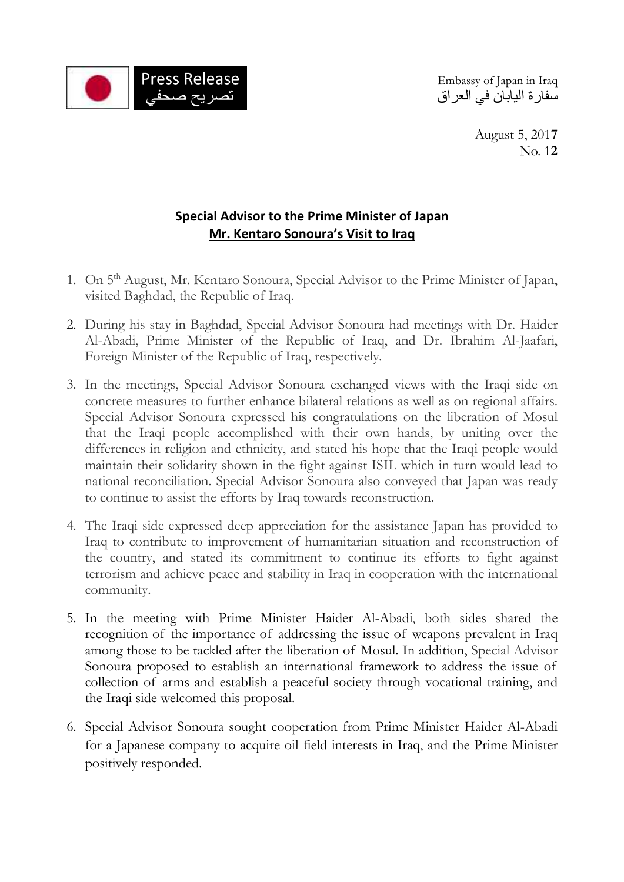Press Release
تصريح صحفي

Embassy of Japan in Iraq
سفارة اليابان في العراق

August 5, 2017
No. 12

## Special Advisor to the Prime Minister of Japan Mr. Kentaro Sonoura's Visit to Iraq

1. On 5th August, Mr. Kentaro Sonoura, Special Advisor to the Prime Minister of Japan, visited Baghdad, the Republic of Iraq.

2. During his stay in Baghdad, Special Advisor Sonoura had meetings with Dr. Haider Al-Abadi, Prime Minister of the Republic of Iraq, and Dr. Ibrahim Al-Jaafari, Foreign Minister of the Republic of Iraq, respectively.

3. In the meetings, Special Advisor Sonoura exchanged views with the Iraqi side on concrete measures to further enhance bilateral relations as well as on regional affairs. Special Advisor Sonoura expressed his congratulations on the liberation of Mosul that the Iraqi people accomplished with their own hands, by uniting over the differences in religion and ethnicity, and stated his hope that the Iraqi people would maintain their solidarity shown in the fight against ISIL which in turn would lead to national reconciliation. Special Advisor Sonoura also conveyed that Japan was ready to continue to assist the efforts by Iraq towards reconstruction.

4. The Iraqi side expressed deep appreciation for the assistance Japan has provided to Iraq to contribute to improvement of humanitarian situation and reconstruction of the country, and stated its commitment to continue its efforts to fight against terrorism and achieve peace and stability in Iraq in cooperation with the international community.

5. In the meeting with Prime Minister Haider Al-Abadi, both sides shared the recognition of the importance of addressing the issue of weapons prevalent in Iraq among those to be tackled after the liberation of Mosul. In addition, Special Advisor Sonoura proposed to establish an international framework to address the issue of collection of arms and establish a peaceful society through vocational training, and the Iraqi side welcomed this proposal.

6. Special Advisor Sonoura sought cooperation from Prime Minister Haider Al-Abadi for a Japanese company to acquire oil field interests in Iraq, and the Prime Minister positively responded.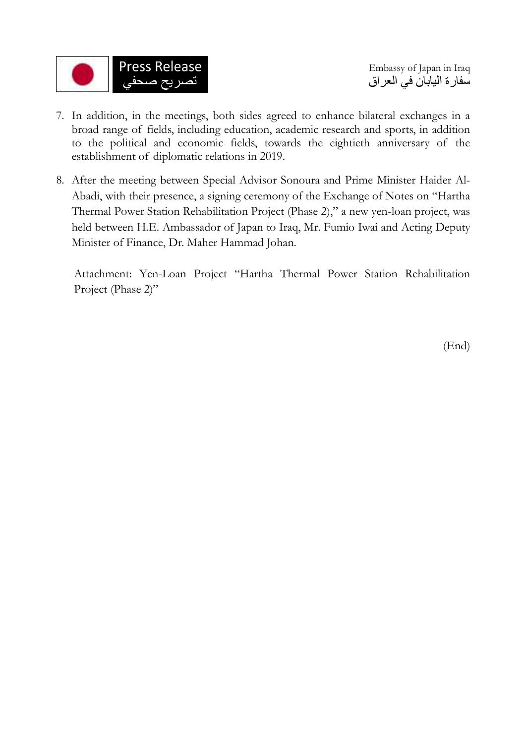7. In addition, in the meetings, both sides agreed to enhance bilateral exchanges in a broad range of fields, including education, academic research and sports, in addition to the political and economic fields, towards the eightieth anniversary of the establishment of diplomatic relations in 2019.

8. After the meeting between Special Advisor Sonoura and Prime Minister Haider Al-Abadi, with their presence, a signing ceremony of the Exchange of Notes on "Hartha Thermal Power Station Rehabilitation Project (Phase 2)," a new yen-loan project, was held between H.E. Ambassador of Japan to Iraq, Mr. Fumio Iwai and Acting Deputy Minister of Finance, Dr. Maher Hammad Johan.

Attachment: Yen-Loan Project "Hartha Thermal Power Station Rehabilitation Project (Phase 2)"

(End)